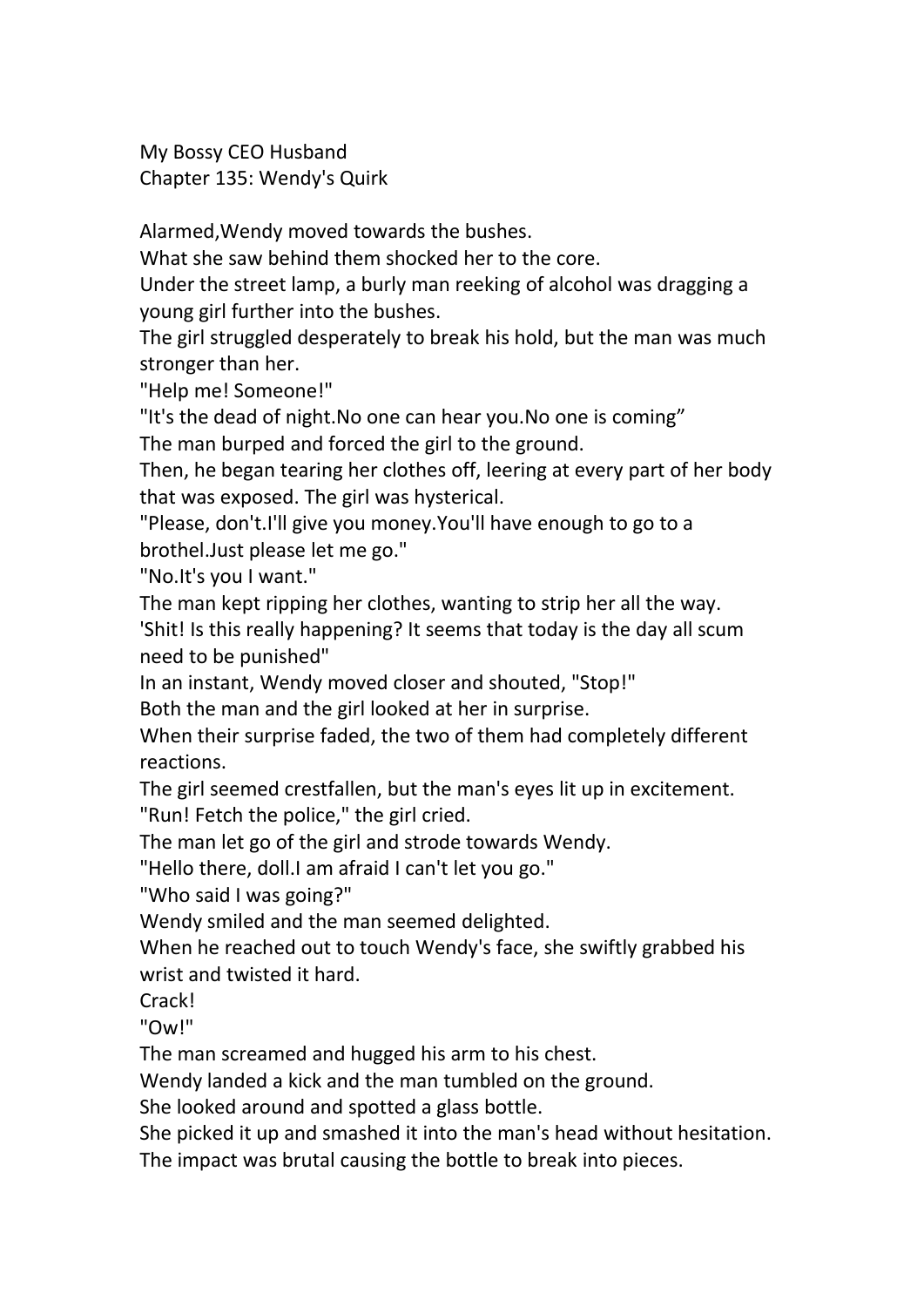My Bossy CEO Husband

Chapter 135: Wendy's Quirk

Alarmed,Wendy moved towards the bushes.

What she saw behind them shocked her to the core.

Under the street lamp, a burly man reeking of alcohol was dragging a young girl further into the bushes.

The girl struggled desperately to break his hold, but the man was much stronger than her.

"Help me! Someone!"

"It's the dead of night.No one can hear you.No one is coming”

The man burped and forced the girl to the ground.

Then, he began tearing her clothes off, leering at every part of her body that was exposed. The girl was hysterical.

"Please, don't.I'll give you money.You'll have enough to go to a brothel.Just please let me go."

"No.It's you I want."

The man kept ripping her clothes, wanting to strip her all the way.

'Shit! Is this really happening? It seems that today is the day all scum need to be punished"

In an instant, Wendy moved closer and shouted, "Stop!"

Both the man and the girl looked at her in surprise.

When their surprise faded, the two of them had completely different reactions.

The girl seemed crestfallen, but the man's eyes lit up in excitement.

"Run! Fetch the police," the girl cried.

The man let go of the girl and strode towards Wendy.

"Hello there, doll.I am afraid I can't let you go."

"Who said I was going?"

Wendy smiled and the man seemed delighted.

When he reached out to touch Wendy's face, she swiftly grabbed his wrist and twisted it hard.

Crack!

"Ow!"

The man screamed and hugged his arm to his chest.

Wendy landed a kick and the man tumbled on the ground.

She looked around and spotted a glass bottle.

She picked it up and smashed it into the man's head without hesitation.

The impact was brutal causing the bottle to break into pieces.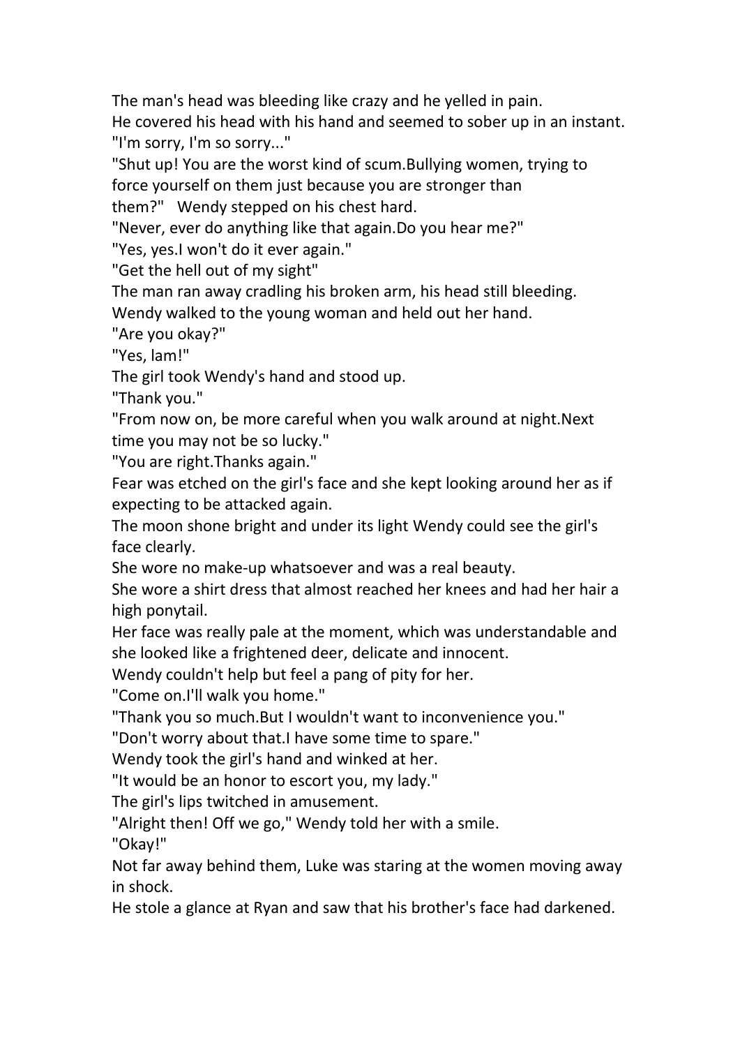The man's head was bleeding like crazy and he yelled in pain.

He covered his head with his hand and seemed to sober up in an instant.

"I'm sorry, I'm so sorry..."

"Shut up! You are the worst kind of scum.Bullying women, trying to force yourself on them just because you are stronger than them?"   Wendy stepped on his chest hard.

"Never, ever do anything like that again.Do you hear me?"

"Yes, yes.I won't do it ever again."

"Get the hell out of my sight"

The man ran away cradling his broken arm, his head still bleeding.

Wendy walked to the young woman and held out her hand.

"Are you okay?"

"Yes, lam!"

The girl took Wendy's hand and stood up.

"Thank you."

"From now on, be more careful when you walk around at night.Next time you may not be so lucky."

"You are right.Thanks again."

Fear was etched on the girl's face and she kept looking around her as if expecting to be attacked again.

The moon shone bright and under its light Wendy could see the girl's face clearly.

She wore no make-up whatsoever and was a real beauty.

She wore a shirt dress that almost reached her knees and had her hair a high ponytail.

Her face was really pale at the moment, which was understandable and she looked like a frightened deer, delicate and innocent.

Wendy couldn't help but feel a pang of pity for her.

"Come on.I'll walk you home."

"Thank you so much.But I wouldn't want to inconvenience you."

"Don't worry about that.I have some time to spare."

Wendy took the girl's hand and winked at her.

"It would be an honor to escort you, my lady."

The girl's lips twitched in amusement.

"Alright then! Off we go," Wendy told her with a smile.

"Okay!"

Not far away behind them, Luke was staring at the women moving away in shock.

He stole a glance at Ryan and saw that his brother's face had darkened.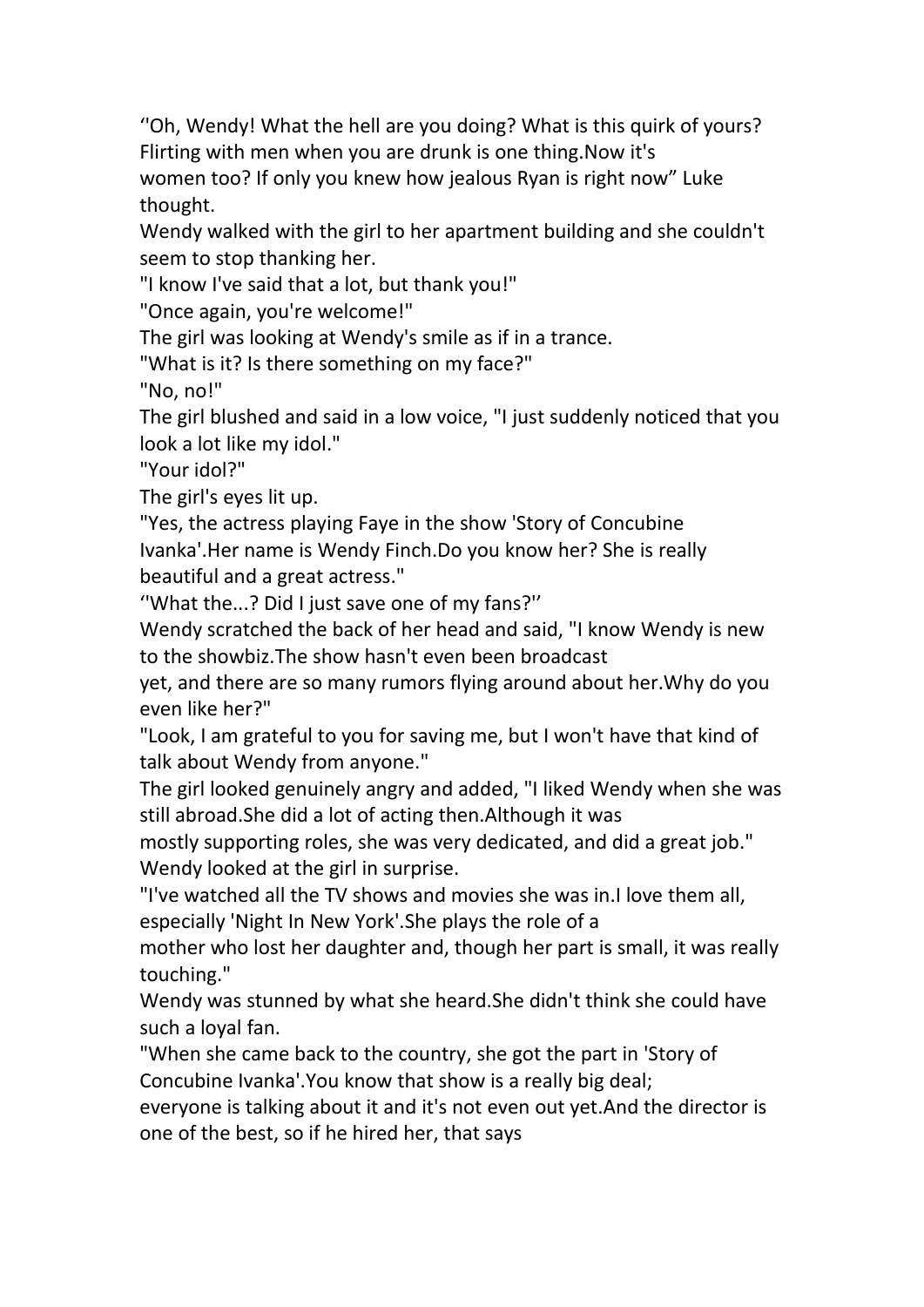‘’Oh, Wendy! What the hell are you doing? What is this quirk of yours? Flirting with men when you are drunk is one thing.Now it's women too? If only you knew how jealous Ryan is right now” Luke thought.

Wendy walked with the girl to her apartment building and she couldn't seem to stop thanking her.

"I know I've said that a lot, but thank you!"

"Once again, you're welcome!"

The girl was looking at Wendy's smile as if in a trance.

"What is it? Is there something on my face?"

"No, no!"

The girl blushed and said in a low voice, "I just suddenly noticed that you look a lot like my idol."

"Your idol?"

The girl's eyes lit up.

"Yes, the actress playing Faye in the show 'Story of Concubine Ivanka'.Her name is Wendy Finch.Do you know her? She is really beautiful and a great actress."

‘’What the...? Did I just save one of my fans?’’

Wendy scratched the back of her head and said, "I know Wendy is new to the showbiz.The show hasn't even been broadcast yet, and there are so many rumors flying around about her.Why do you even like her?"

"Look, I am grateful to you for saving me, but I won't have that kind of talk about Wendy from anyone."

The girl looked genuinely angry and added, "I liked Wendy when she was still abroad.She did a lot of acting then.Although it was mostly supporting roles, she was very dedicated, and did a great job."

Wendy looked at the girl in surprise.

"I've watched all the TV shows and movies she was in.I love them all, especially 'Night In New York'.She plays the role of a mother who lost her daughter and, though her part is small, it was really touching."

Wendy was stunned by what she heard.She didn't think she could have such a loyal fan.

"When she came back to the country, she got the part in 'Story of Concubine Ivanka'.You know that show is a really big deal; everyone is talking about it and it's not even out yet.And the director is one of the best, so if he hired her, that says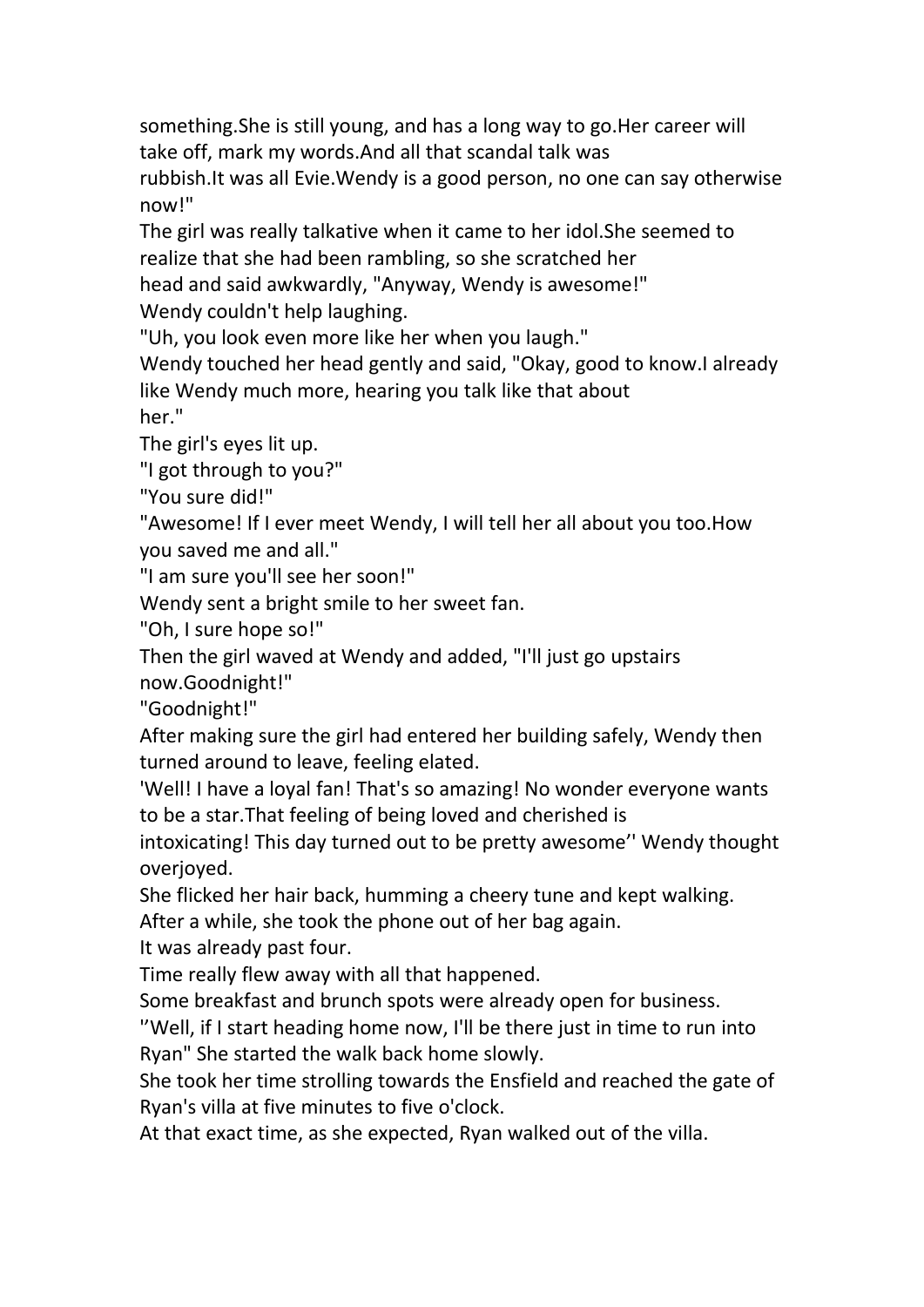something.She is still young, and has a long way to go.Her career will take off, mark my words.And all that scandal talk was rubbish.It was all Evie.Wendy is a good person, no one can say otherwise now!"

The girl was really talkative when it came to her idol.She seemed to realize that she had been rambling, so she scratched her head and said awkwardly, "Anyway, Wendy is awesome!"

Wendy couldn't help laughing.

"Uh, you look even more like her when you laugh."

Wendy touched her head gently and said, "Okay, good to know.I already like Wendy much more, hearing you talk like that about her."

The girl's eyes lit up.

"I got through to you?"

"You sure did!"

"Awesome! If I ever meet Wendy, I will tell her all about you too.How you saved me and all."

"I am sure you'll see her soon!"

Wendy sent a bright smile to her sweet fan.

"Oh, I sure hope so!"

Then the girl waved at Wendy and added, "I'll just go upstairs now.Goodnight!"

"Goodnight!"

After making sure the girl had entered her building safely, Wendy then turned around to leave, feeling elated.

'Well! I have a loyal fan! That's so amazing! No wonder everyone wants to be a star.That feeling of being loved and cherished is intoxicating! This day turned out to be pretty awesome'' Wendy thought overjoyed.

She flicked her hair back, humming a cheery tune and kept walking.

After a while, she took the phone out of her bag again.

It was already past four.

Time really flew away with all that happened.

Some breakfast and brunch spots were already open for business.

''Well, if I start heading home now, I'll be there just in time to run into Ryan" She started the walk back home slowly.

She took her time strolling towards the Ensfield and reached the gate of Ryan's villa at five minutes to five o'clock.

At that exact time, as she expected, Ryan walked out of the villa.